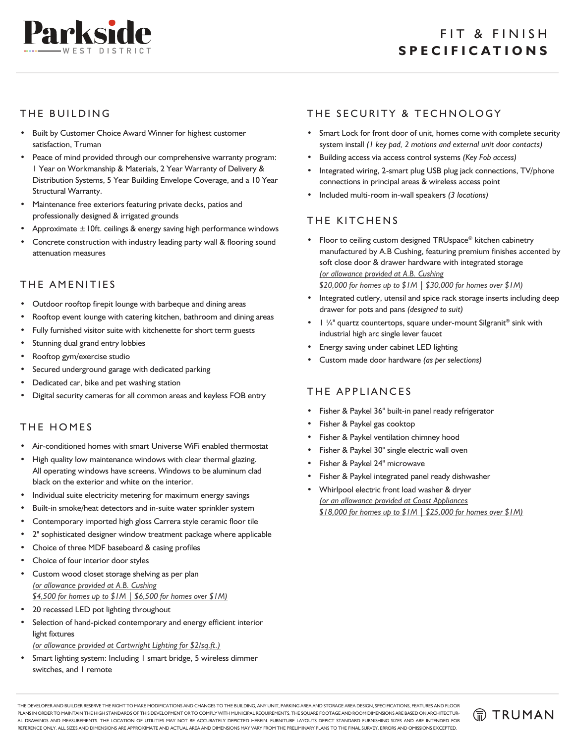# Parkside

WEST DISTRICT

# FIT & FINISH SPECIFICATIONS

## THE BUILDING

- Built by Customer Choice Award Winner for highest customer satisfaction, Truman
- Peace of mind provided through our comprehensive warranty program: 1 Year on Workmanship & Materials, 2 Year Warranty of Delivery & Distribution Systems, 5 Year Building Envelope Coverage, and a 10 Year Structural Warranty.
- Maintenance free exteriors featuring private decks, patios and professionally designed & irrigated grounds
- Approximate ±10ft. ceilings & energy saving high performance windows
- Concrete construction with industry leading party wall & flooring sound attenuation measures

## THE AMENITIES

- Outdoor rooftop firepit lounge with barbeque and dining areas
- Rooftop event lounge with catering kitchen, bathroom and dining areas
- Fully furnished visitor suite with kitchenette for short term guests
- Stunning dual grand entry lobbies
- Rooftop gym/exercise studio
- Secured underground garage with dedicated parking
- Dedicated car, bike and pet washing station
- Digital security cameras for all common areas and keyless FOB entry

## THE HOMES

- Air-conditioned homes with smart Universe WiFi enabled thermostat
- High quality low maintenance windows with clear thermal glazing. All operating windows have screens. Windows to be aluminum clad black on the exterior and white on the interior.
- Individual suite electricity metering for maximum energy savings
- Built-in smoke/heat detectors and in-suite water sprinkler system
- Contemporary imported high gloss Carrera style ceramic floor tile
- 2" sophisticated designer window treatment package where applicable
- Choice of three MDF baseboard & casing profiles
- Choice of four interior door styles
- Custom wood closet storage shelving as per plan
  *(or allowance provided at A.B. Cushing*
  *$4,500 for homes up to $1M | $6,500 for homes over $1M)*
- 20 recessed LED pot lighting throughout
- Selection of hand-picked contemporary and energy efficient interior light fixtures
  *(or allowance provided at Cartwright Lighting for $2/sq.ft.)*
- Smart lighting system: Including 1 smart bridge, 5 wireless dimmer switches, and 1 remote

## THE SECURITY & TECHNOLOGY

- Smart Lock for front door of unit, homes come with complete security system install *(1 key pad, 2 motions and external unit door contacts)*
- Building access via access control systems *(Key Fob access)*
- Integrated wiring, 2-smart plug USB plug jack connections, TV/phone connections in principal areas & wireless access point
- Included multi-room in-wall speakers *(3 locations)*

## THE KITCHENS

- Floor to ceiling custom designed TRUspace® kitchen cabinetry manufactured by A.B Cushing, featuring premium finishes accented by soft close door & drawer hardware with integrated storage
  *(or allowance provided at A.B. Cushing*
  *$20,000 for homes up to $1M | $30,000 for homes over $1M)*
- Integrated cutlery, utensil and spice rack storage inserts including deep drawer for pots and pans *(designed to suit)*
- 1 ¼" quartz countertops, square under-mount Silgranit® sink with industrial high arc single lever faucet
- Energy saving under cabinet LED lighting
- Custom made door hardware *(as per selections)*

## THE APPLIANCES

- Fisher & Paykel 36" built-in panel ready refrigerator
- Fisher & Paykel gas cooktop
- Fisher & Paykel ventilation chimney hood
- Fisher & Paykel 30" single electric wall oven
- Fisher & Paykel 24" microwave
- Fisher & Paykel integrated panel ready dishwasher
- Whirlpool electric front load washer & dryer
  *(or an allowance provided at Coast Appliances*
  *$18,000 for homes up to $1M | $25,000 for homes over $1M)*

THE DEVELOPER AND BUILDER RESERVE THE RIGHT TO MAKE MODIFICATIONS AND CHANGES TO THE BUILDING, ANY UNIT, PARKING AREA AND STORAGE AREA DESIGN, SPECIFICATIONS, FEATURES AND FLOOR PLANS IN ORDER TO MAINTAIN THE HIGH STANDARDS OF THIS DEVELOPMENT OR TO COMPLY WITH MUNICIPAL REQUIREMENTS. THE SQUARE FOOTAGE AND ROOM DIMENSIONS ARE BASED ON ARCHITECTURAL DRAWINGS AND MEASUREMENTS. THE LOCATION OF UTILITIES MAY NOT BE ACCURATELY DEPICTED HEREIN. FURNITURE LAYOUTS DEPICT STANDARD FURNISHING SIZES AND ARE INTENDED FOR REFERENCE ONLY. ALL SIZES AND DIMENSIONS ARE APPROXIMATE AND ACTUAL AREA AND DIMENSIONS MAY VARY FROM THE PRELIMINARY PLANS TO THE FINAL SURVEY. ERRORS AND OMISSIONS EXCEPTED.

TRUMAN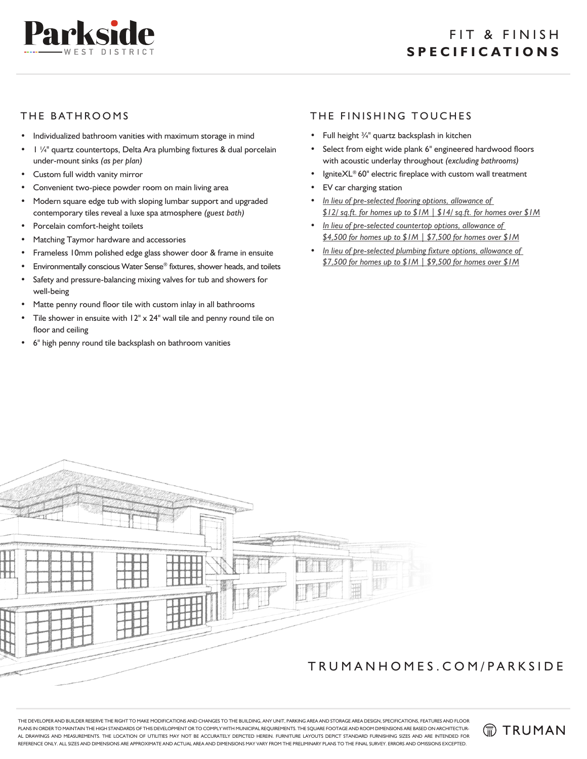# Parkside
WEST DISTRICT

# FIT & FINISH **SPECIFICATIONS**

## THE BATHROOMS

- Individualized bathroom vanities with maximum storage in mind
- 1 ¼" quartz countertops, Delta Ara plumbing fixtures & dual porcelain under-mount sinks *(as per plan)*
- Custom full width vanity mirror
- Convenient two-piece powder room on main living area
- Modern square edge tub with sloping lumbar support and upgraded contemporary tiles reveal a luxe spa atmosphere *(guest bath)*
- Porcelain comfort-height toilets
- Matching Taymor hardware and accessories
- Frameless 10mm polished edge glass shower door & frame in ensuite
- Environmentally conscious Water Sense® fixtures, shower heads, and toilets
- Safety and pressure-balancing mixing valves for tub and showers for well-being
- Matte penny round floor tile with custom inlay in all bathrooms
- Tile shower in ensuite with 12" x 24" wall tile and penny round tile on floor and ceiling
- 6" high penny round tile backsplash on bathroom vanities

## THE FINISHING TOUCHES

- Full height ¾" quartz backsplash in kitchen
- Select from eight wide plank 6" engineered hardwood floors with acoustic underlay throughout *(excluding bathrooms)*
- IgniteXL® 60" electric fireplace with custom wall treatment
- EV car charging station
- *In lieu of pre-selected flooring options, allowance of $12/ sq.ft. for homes up to $1M | $14/ sq.ft. for homes over $1M*
- *In lieu of pre-selected countertop options, allowance of $4,500 for homes up to $1M | $7,500 for homes over $1M*
- *In lieu of pre-selected plumbing fixture options, allowance of $7,500 for homes up to $1M | $9,500 for homes over $1M*

TRUMANHOMES.COM/PARKSIDE

THE DEVELOPER AND BUILDER RESERVE THE RIGHT TO MAKE MODIFICATIONS AND CHANGES TO THE BUILDING, ANY UNIT, PARKING AREA AND STORAGE AREA DESIGN, SPECIFICATIONS, FEATURES AND FLOOR PLANS IN ORDER TO MAINTAIN THE HIGH STANDARDS OF THIS DEVELOPMENT OR TO COMPLY WITH MUNICIPAL REQUIREMENTS. THE SQUARE FOOTAGE AND ROOM DIMENSIONS ARE BASED ON ARCHITECTURAL DRAWINGS AND MEASUREMENTS. THE LOCATION OF UTILITIES MAY NOT BE ACCURATELY DEPICTED HEREIN. FURNITURE LAYOUTS DEPICT STANDARD FURNISHING SIZES AND ARE INTENDED FOR REFERENCE ONLY. ALL SIZES AND DIMENSIONS ARE APPROXIMATE AND ACTUAL AREA AND DIMENSIONS MAY VARY FROM THE PRELIMINARY PLANS TO THE FINAL SURVEY. ERRORS AND OMISSIONS EXCEPTED.

TRUMAN